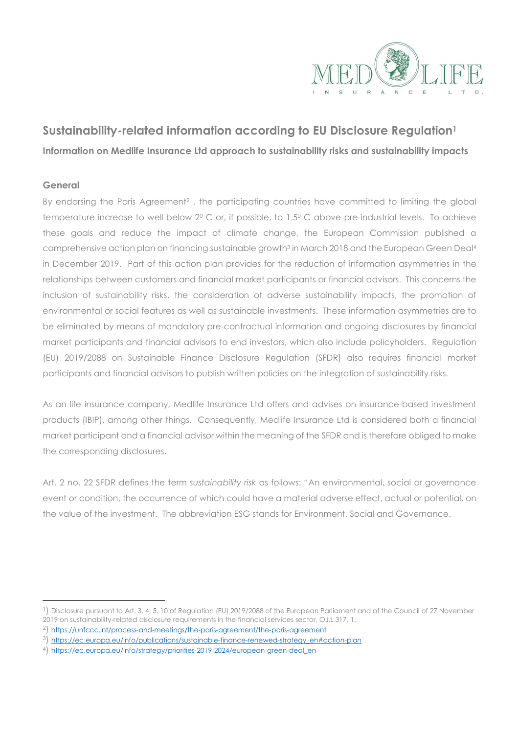## Sustainability-related information according to EU Disclosure Regulation[1]

**Information on Medlife Insurance Ltd approach to sustainability risks and sustainability impacts**

### General

By endorsing the Paris Agreement[2] , the participating countries have committed to limiting the global temperature increase to well below $2^0$ C or, if possible, to $1.5^0$ C above pre-industrial levels. To achieve these goals and reduce the impact of climate change, the European Commission published a comprehensive action plan on financing sustainable growth[3] in March 2018 and the European Green Deal[4] in December 2019. Part of this action plan provides for the reduction of information asymmetries in the relationships between customers and financial market participants or financial advisors. This concerns the inclusion of sustainability risks, the consideration of adverse sustainability impacts, the promotion of environmental or social features as well as sustainable investments. These information asymmetries are to be eliminated by means of mandatory pre-contractual information and ongoing disclosures by financial market participants and financial advisors to end investors, which also include policyholders. Regulation (EU) 2019/2088 on Sustainable Finance Disclosure Regulation (SFDR) also requires financial market participants and financial advisors to publish written policies on the integration of sustainability risks.

As an life insurance company, Medlife Insurance Ltd offers and advises on insurance-based investment products (IBIP), among other things. Consequently, Medlife Insurance Ltd is considered both a financial market participant and a financial advisor within the meaning of the SFDR and is therefore obliged to make the corresponding disclosures.

Art. 2 no. 22 SFDR defines the term *sustainability risk* as follows: "An environmental, social or governance event or condition, the occurrence of which could have a material adverse effect, actual or potential, on the value of the investment. The abbreviation ESG stands for Environment, Social and Governance.

---

1) Disclosure pursuant to Art. 3, 4, 5, 10 of Regulation (EU) 2019/2088 of the European Parliament and of the Council of 27 November 2019 on sustainability-related disclosure requirements in the financial services sector, OJ.L 317, 1.

2) https://unfccc.int/process-and-meetings/the-paris-agreement/the-paris-agreement

3) https://ec.europa.eu/info/publications/sustainable-finance-renewed-strategy_en#action-plan

4) https://ec.europa.eu/info/strategy/priorities-2019-2024/european-green-deal_en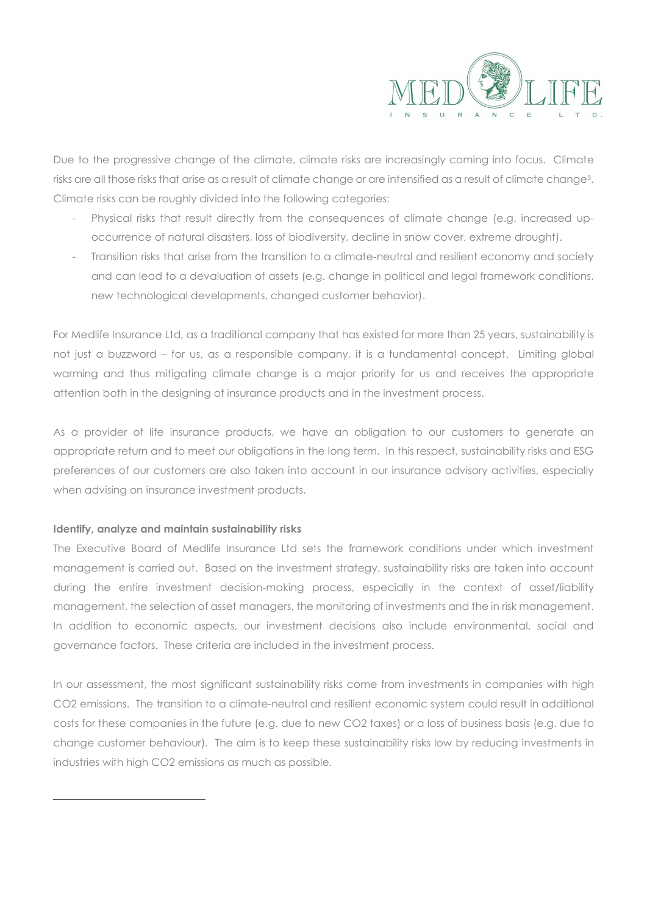Due to the progressive change of the climate, climate risks are increasingly coming into focus. Climate risks are all those risks that arise as a result of climate change or are intensified as a result of climate change[5]. Climate risks can be roughly divided into the following categories:

- Physical risks that result directly from the consequences of climate change (e.g. increased up-occurrence of natural disasters, loss of biodiversity, decline in snow cover, extreme drought).
- Transition risks that arise from the transition to a climate-neutral and resilient economy and society and can lead to a devaluation of assets (e.g. change in political and legal framework conditions, new technological developments, changed customer behavior).

For Medlife Insurance Ltd, as a traditional company that has existed for more than 25 years, sustainability is not just a buzzword – for us, as a responsible company, it is a fundamental concept. Limiting global warming and thus mitigating climate change is a major priority for us and receives the appropriate attention both in the designing of insurance products and in the investment process.

As a provider of life insurance products, we have an obligation to our customers to generate an appropriate return and to meet our obligations in the long term. In this respect, sustainability risks and ESG preferences of our customers are also taken into account in our insurance advisory activities, especially when advising on insurance investment products.

**Identify, analyze and maintain sustainability risks**

The Executive Board of Medlife Insurance Ltd sets the framework conditions under which investment management is carried out. Based on the investment strategy, sustainability risks are taken into account during the entire investment decision-making process, especially in the context of asset/liability management, the selection of asset managers, the monitoring of investments and the in risk management. In addition to economic aspects, our investment decisions also include environmental, social and governance factors. These criteria are included in the investment process.

In our assessment, the most significant sustainability risks come from investments in companies with high $CO_2$ emissions. The transition to a climate-neutral and resilient economic system could result in additional costs for these companies in the future (e.g. due to new $CO_2$ taxes) or a loss of business basis (e.g. due to change customer behaviour). The aim is to keep these sustainability risks low by reducing investments in industries with high $CO_2$ emissions as much as possible.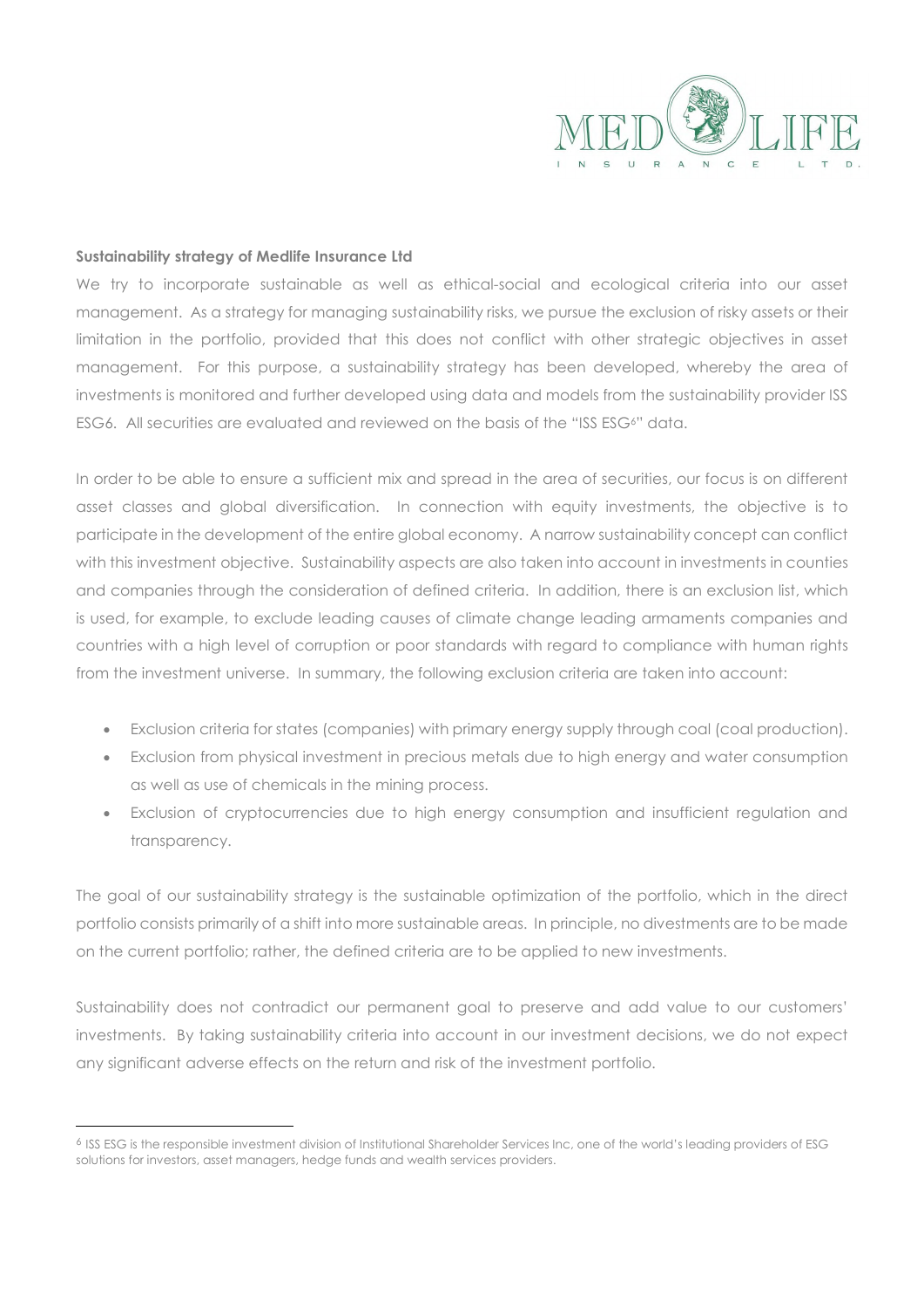**Sustainability strategy of Medlife Insurance Ltd**

We try to incorporate sustainable as well as ethical-social and ecological criteria into our asset management. As a strategy for managing sustainability risks, we pursue the exclusion of risky assets or their limitation in the portfolio, provided that this does not conflict with other strategic objectives in asset management. For this purpose, a sustainability strategy has been developed, whereby the area of investments is monitored and further developed using data and models from the sustainability provider ISS ESG6. All securities are evaluated and reviewed on the basis of the "ISS ESG[6]" data.

In order to be able to ensure a sufficient mix and spread in the area of securities, our focus is on different asset classes and global diversification. In connection with equity investments, the objective is to participate in the development of the entire global economy. A narrow sustainability concept can conflict with this investment objective. Sustainability aspects are also taken into account in investments in counties and companies through the consideration of defined criteria. In addition, there is an exclusion list, which is used, for example, to exclude leading causes of climate change leading armaments companies and countries with a high level of corruption or poor standards with regard to compliance with human rights from the investment universe. In summary, the following exclusion criteria are taken into account:

- Exclusion criteria for states (companies) with primary energy supply through coal (coal production).
- Exclusion from physical investment in precious metals due to high energy and water consumption as well as use of chemicals in the mining process.
- Exclusion of cryptocurrencies due to high energy consumption and insufficient regulation and transparency.

The goal of our sustainability strategy is the sustainable optimization of the portfolio, which in the direct portfolio consists primarily of a shift into more sustainable areas. In principle, no divestments are to be made on the current portfolio; rather, the defined criteria are to be applied to new investments.

Sustainability does not contradict our permanent goal to preserve and add value to our customers' investments. By taking sustainability criteria into account in our investment decisions, we do not expect any significant adverse effects on the return and risk of the investment portfolio.

[6] ISS ESG is the responsible investment division of Institutional Shareholder Services Inc, one of the world's leading providers of ESG solutions for investors, asset managers, hedge funds and wealth services providers.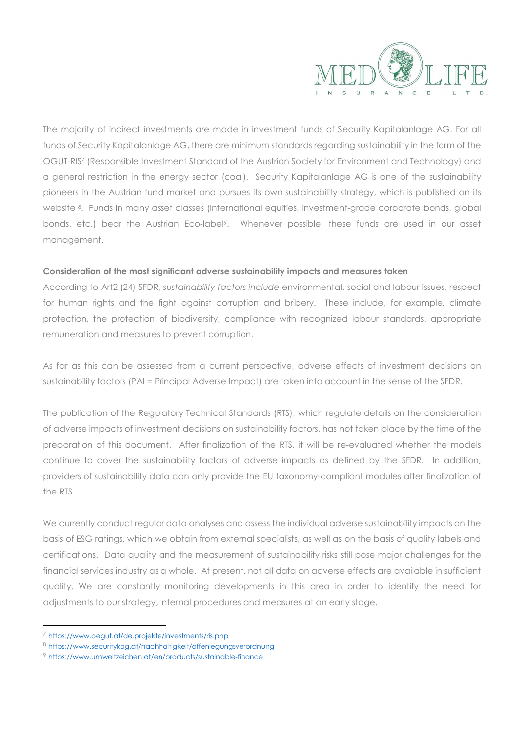The majority of indirect investments are made in investment funds of Security Kapitalanlage AG. For all funds of Security Kapitalanlage AG, there are minimum standards regarding sustainability in the form of the OGUT-RIS[7] (Responsible Investment Standard of the Austrian Society for Environment and Technology) and a general restriction in the energy sector (coal). Security Kapitalanlage AG is one of the sustainability pioneers in the Austrian fund market and pursues its own sustainability strategy, which is published on its website [8]. Funds in many asset classes (international equities, investment-grade corporate bonds, global bonds, etc.) bear the Austrian Eco-label[9]. Whenever possible, these funds are used in our asset management.

**Consideration of the most significant adverse sustainability impacts and measures taken**

According to Art2 (24) SFDR, *sustainability factors include* environmental, social and labour issues, respect for human rights and the fight against corruption and bribery. These include, for example, climate protection, the protection of biodiversity, compliance with recognized labour standards, appropriate remuneration and measures to prevent corruption.

As far as this can be assessed from a current perspective, adverse effects of investment decisions on sustainability factors (PAI = Principal Adverse Impact) are taken into account in the sense of the SFDR.

The publication of the Regulatory Technical Standards (RTS), which regulate details on the consideration of adverse impacts of investment decisions on sustainability factors, has not taken place by the time of the preparation of this document. After finalization of the RTS, it will be re-evaluated whether the models continue to cover the sustainability factors of adverse impacts as defined by the SFDR. In addition, providers of sustainability data can only provide the EU taxonomy-compliant modules after finalization of the RTS.

We currently conduct regular data analyses and assess the individual adverse sustainability impacts on the basis of ESG ratings, which we obtain from external specialists, as well as on the basis of quality labels and certifications. Data quality and the measurement of sustainability risks still pose major challenges for the financial services industry as a whole. At present, not all data on adverse effects are available in sufficient quality. We are constantly monitoring developments in this area in order to identify the need for adjustments to our strategy, internal procedures and measures at an early stage.

[7] https://www.oegut.at/de.projekte/investments/ris.php

[8] https://www.securitykag.at/nachhaltigkeit/offenlegungsverordnung

[9] https://www.umweltzeichen.at/en/products/sustainable-finance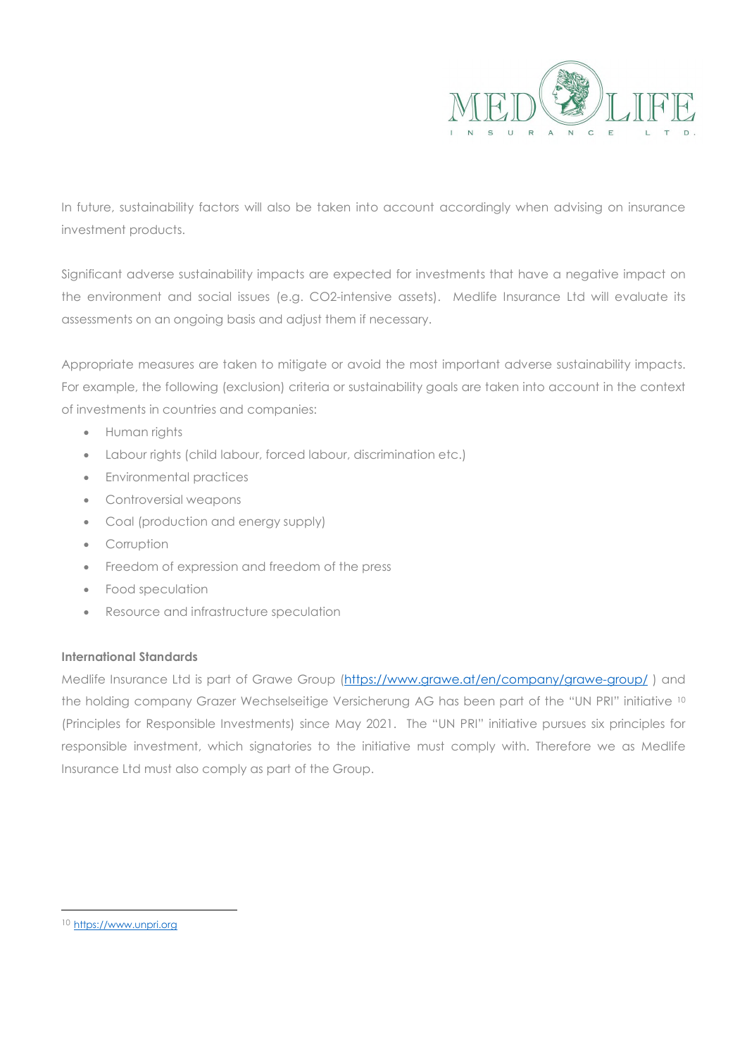In future, sustainability factors will also be taken into account accordingly when advising on insurance investment products.

Significant adverse sustainability impacts are expected for investments that have a negative impact on the environment and social issues (e.g. CO2-intensive assets). Medlife Insurance Ltd will evaluate its assessments on an ongoing basis and adjust them if necessary.

Appropriate measures are taken to mitigate or avoid the most important adverse sustainability impacts. For example, the following (exclusion) criteria or sustainability goals are taken into account in the context of investments in countries and companies:

- Human rights
- Labour rights (child labour, forced labour, discrimination etc.)
- Environmental practices
- Controversial weapons
- Coal (production and energy supply)
- Corruption
- Freedom of expression and freedom of the press
- Food speculation
- Resource and infrastructure speculation

**International Standards**

Medlife Insurance Ltd is part of Grawe Group (https://www.grawe.at/en/company/grawe-group/ ) and the holding company Grazer Wechselseitige Versicherung AG has been part of the "UN PRI" initiative [10] (Principles for Responsible Investments) since May 2021. The "UN PRI" initiative pursues six principles for responsible investment, which signatories to the initiative must comply with. Therefore we as Medlife Insurance Ltd must also comply as part of the Group.

[10] https://www.unpri.org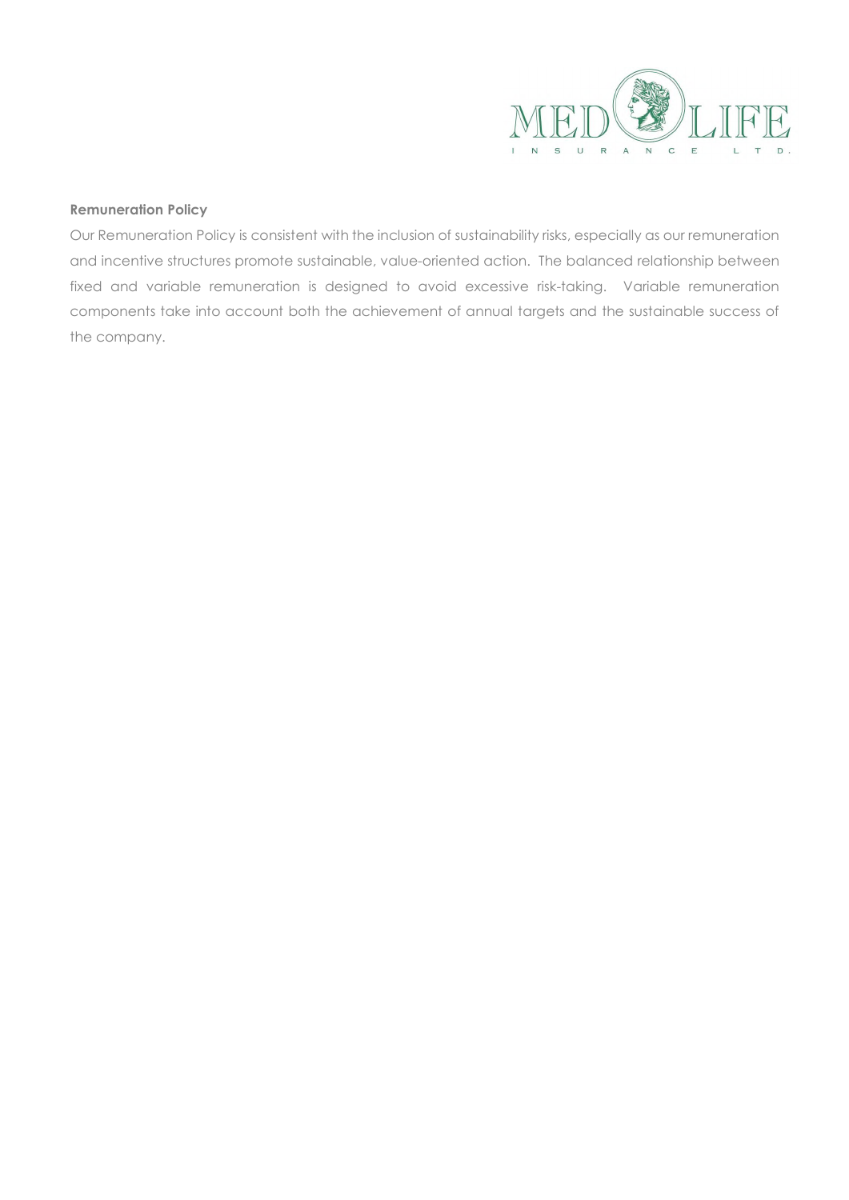**Remuneration Policy**

Our Remuneration Policy is consistent with the inclusion of sustainability risks, especially as our remuneration and incentive structures promote sustainable, value-oriented action. The balanced relationship between fixed and variable remuneration is designed to avoid excessive risk-taking. Variable remuneration components take into account both the achievement of annual targets and the sustainable success of the company.